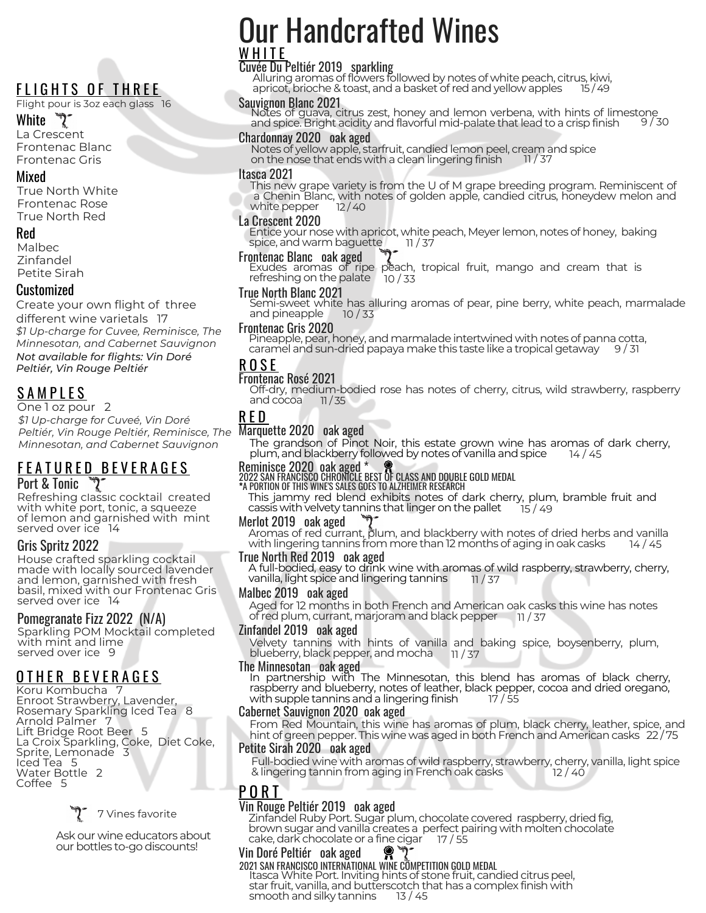# Our Handcrafted Wines

## FLIGHTS OF THREE

Flight pour is 3oz each glass 16

### White 🍇

La Crescent
Frontenac Blanc
Frontenac Gris

### Mixed

True North White
Frontenac Rose
True North Red

### Red

Malbec
Zinfandel
Petite Sirah

### Customized

Create your own flight of three different wine varietals 17

*$1 Up-charge for Cuvee, Reminisce, The Minnesotan, and Cabernet Sauvignon*

***Not available for flights: Vin Doré Peltiér, Vin Rouge Peltiér***

## SAMPLES

One 1 oz pour 2

*$1 Up-charge for Cuveé, Vin Doré Peltiér, Vin Rouge Peltiér, Reminisce, The Minnesotan, and Cabernet Sauvignon*

## FEATURED BEVERAGES

### Port & Tonic 🍇

Refreshing classic cocktail created with white port, tonic, a squeeze of lemon and garnished with mint served over ice 14

### Gris Spritz 2022

House crafted sparkling cocktail made with locally sourced lavender and lemon, garnished with fresh basil, mixed with our Frontenac Gris served over ice 14

### Pomegranate Fizz 2022 (N/A)

Sparkling POM Mocktail completed with mint and lime served over ice 9

## OTHER BEVERAGES

Koru Kombucha 7
Enroot Strawberry, Lavender, Rosemary Sparkling Iced Tea 8
Arnold Palmer 7
Lift Bridge Root Beer 5
La Croix Sparkling, Coke, Diet Coke, Sprite, Lemonade 3
Iced Tea 5
Water Bottle 2
Coffee 5

🍇 7 Vines favorite

Ask our wine educators about our bottles to-go discounts!

## WHITE

### Cuvée Du Peltiér 2019 sparkling

Alluring aromas of flowers followed by notes of white peach, citrus, kiwi, apricot, brioche & toast, and a basket of red and yellow apples 15 / 49

### Sauvignon Blanc 2021

Notes of guava, citrus zest, honey and lemon verbena, with hints of limestone and spice. Bright acidity and flavorful mid-palate that lead to a crisp finish 9 / 30

### Chardonnay 2020 oak aged

Notes of yellow apple, starfruit, candied lemon peel, cream and spice on the nose that ends with a clean lingering finish 11 / 37

### Itasca 2021

This new grape variety is from the U of M grape breeding program. Reminiscent of a Chenin Blanc, with notes of golden apple, candied citrus, honeydew melon and white pepper 12 / 40

### La Crescent 2020

Entice your nose with apricot, white peach, Meyer lemon, notes of honey, baking spice, and warm baguette 11 / 37

### Frontenac Blanc oak aged 🍇

Exudes aromas of ripe peach, tropical fruit, mango and cream that is refreshing on the palate 10 / 33

### True North Blanc 2021

Semi-sweet white has alluring aromas of pear, pine berry, white peach, marmalade and pineapple 10 / 33

### Frontenac Gris 2020

Pineapple, pear, honey, and marmalade intertwined with notes of panna cotta, caramel and sun-dried papaya make this taste like a tropical getaway 9 / 31

## ROSE

### Frontenac Rosé 2021

Off-dry, medium-bodied rose has notes of cherry, citrus, wild strawberry, raspberry and cocoa 11 / 35

## RED

### Marquette 2020 oak aged

The grandson of Pinot Noir, this estate grown wine has aromas of dark cherry, plum, and blackberry followed by notes of vanilla and spice 14 / 45

### Reminisce 2020 oak aged *

2022 SAN FRANCISCO CHRONICLE BEST OF CLASS AND DOUBLE GOLD MEDAL

*A PORTION OF THIS WINE'S SALES GOES TO ALZHEIMER RESEARCH

This jammy red blend exhibits notes of dark cherry, plum, bramble fruit and cassis with velvety tannins that linger on the pallet 15 / 49

### Merlot 2019 oak aged 🍇

Aromas of red currant, plum, and blackberry with notes of dried herbs and vanilla with lingering tannins from more than 12 months of aging in oak casks 14 / 45

### True North Red 2019 oak aged

A full-bodied, easy to drink wine with aromas of wild raspberry, strawberry, cherry, vanilla, light spice and lingering tannins 11 / 37

### Malbec 2019 oak aged

Aged for 12 months in both French and American oak casks this wine has notes of red plum, currant, marjoram and black pepper 11 / 37

### Zinfandel 2019 oak aged

Velvety tannins with hints of vanilla and baking spice, boysenberry, plum, blueberry, black pepper, and mocha 11 / 37

### The Minnesotan oak aged

In partnership with The Minnesotan, this blend has aromas of black cherry, raspberry and blueberry, notes of leather, black pepper, cocoa and dried oregano, with supple tannins and a lingering finish 17 / 55

### Cabernet Sauvignon 2020 oak aged

From Red Mountain, this wine has aromas of plum, black cherry, leather, spice, and hint of green pepper. This wine was aged in both French and American casks 22 / 75

### Petite Sirah 2020 oak aged

Full-bodied wine with aromas of wild raspberry, strawberry, cherry, vanilla, light spice & lingering tannin from aging in French oak casks 12 / 40

## PORT

### Vin Rouge Peltiér 2019 oak aged

Zinfandel Ruby Port. Sugar plum, chocolate covered raspberry, dried fig, brown sugar and vanilla creates a perfect pairing with molten chocolate cake, dark chocolate or a fine cigar 17 / 55

### Vin Doré Peltiér oak aged 🍇

2021 SAN FRANCISCO INTERNATIONAL WINE COMPETITION GOLD MEDAL

Itasca White Port. Inviting hints of stone fruit, candied citrus peel, star fruit, vanilla, and butterscotch that has a complex finish with smooth and silky tannins 13 / 45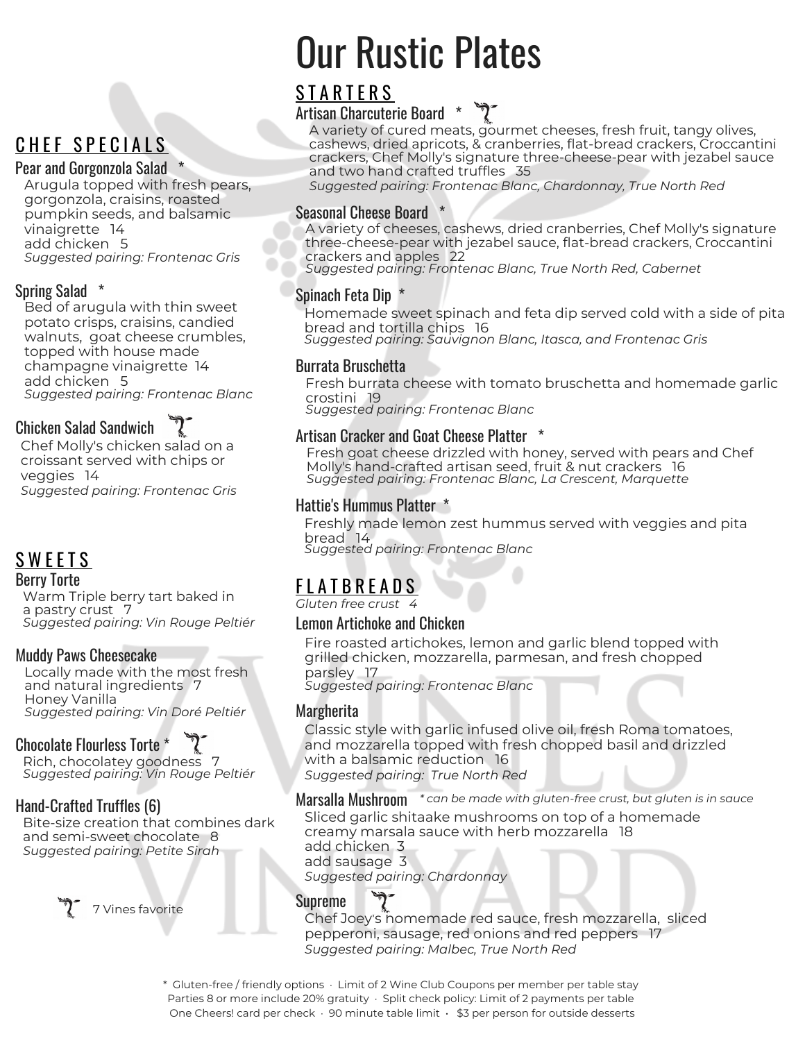# Our Rustic Plates

## CHEF SPECIALS

### Pear and Gorgonzola Salad *

Arugula topped with fresh pears, gorgonzola, craisins, roasted pumpkin seeds, and balsamic vinaigrette 14
add chicken 5
*Suggested pairing: Frontenac Gris*

### Spring Salad *

Bed of arugula with thin sweet potato crisps, craisins, candied walnuts, goat cheese crumbles, topped with house made champagne vinaigrette 14
add chicken 5
*Suggested pairing: Frontenac Blanc*

### Chicken Salad Sandwich

Chef Molly's chicken salad on a croissant served with chips or veggies 14
*Suggested pairing: Frontenac Gris*

## SWEETS

### Berry Torte

Warm Triple berry tart baked in a pastry crust 7
*Suggested pairing: Vin Rouge Peltiér*

### Muddy Paws Cheesecake

Locally made with the most fresh and natural ingredients 7
Honey Vanilla
*Suggested pairing: Vin Doré Peltiér*

### Chocolate Flourless Torte *

Rich, chocolatey goodness 7
*Suggested pairing: Vin Rouge Peltiér*

### Hand-Crafted Truffles (6)

Bite-size creation that combines dark and semi-sweet chocolate 8
*Suggested pairing: Petite Sirah*

7 Vines favorite

## STARTERS

### Artisan Charcuterie Board *

A variety of cured meats, gourmet cheeses, fresh fruit, tangy olives, cashews, dried apricots, & cranberries, flat-bread crackers, Croccantini crackers, Chef Molly's signature three-cheese-pear with jezabel sauce and two hand crafted truffles 35
*Suggested pairing: Frontenac Blanc, Chardonnay, True North Red*

### Seasonal Cheese Board *

A variety of cheeses, cashews, dried cranberries, Chef Molly's signature three-cheese-pear with jezabel sauce, flat-bread crackers, Croccantini crackers and apples 22
*Suggested pairing: Frontenac Blanc, True North Red, Cabernet*

### Spinach Feta Dip *

Homemade sweet spinach and feta dip served cold with a side of pita bread and tortilla chips 16
*Suggested pairing: Sauvignon Blanc, Itasca, and Frontenac Gris*

### Burrata Bruschetta

Fresh burrata cheese with tomato bruschetta and homemade garlic crostini 19
*Suggested pairing: Frontenac Blanc*

### Artisan Cracker and Goat Cheese Platter *

Fresh goat cheese drizzled with honey, served with pears and Chef Molly's hand-crafted artisan seed, fruit & nut crackers 16
*Suggested pairing: Frontenac Blanc, La Crescent, Marquette*

### Hattie's Hummus Platter *

Freshly made lemon zest hummus served with veggies and pita bread 14
*Suggested pairing: Frontenac Blanc*

## FLATBREADS

*Gluten free crust 4*

### Lemon Artichoke and Chicken

Fire roasted artichokes, lemon and garlic blend topped with grilled chicken, mozzarella, parmesan, and fresh chopped parsley 17
*Suggested pairing: Frontenac Blanc*

### Margherita

Classic style with garlic infused olive oil, fresh Roma tomatoes, and mozzarella topped with fresh chopped basil and drizzled with a balsamic reduction 16
*Suggested pairing: True North Red*

### Marsalla Mushroom

*\* can be made with gluten-free crust, but gluten is in sauce*

Sliced garlic shitaake mushrooms on top of a homemade creamy marsala sauce with herb mozzarella 18
add chicken 3
add sausage 3
*Suggested pairing: Chardonnay*

### Supreme

Chef Joey's homemade red sauce, fresh mozzarella, sliced pepperoni, sausage, red onions and red peppers 17
*Suggested pairing: Malbec, True North Red*

\* Gluten-free / friendly options · Limit of 2 Wine Club Coupons per member per table stay
Parties 8 or more include 20% gratuity · Split check policy: Limit of 2 payments per table
One Cheers! card per check · 90 minute table limit · $3 per person for outside desserts